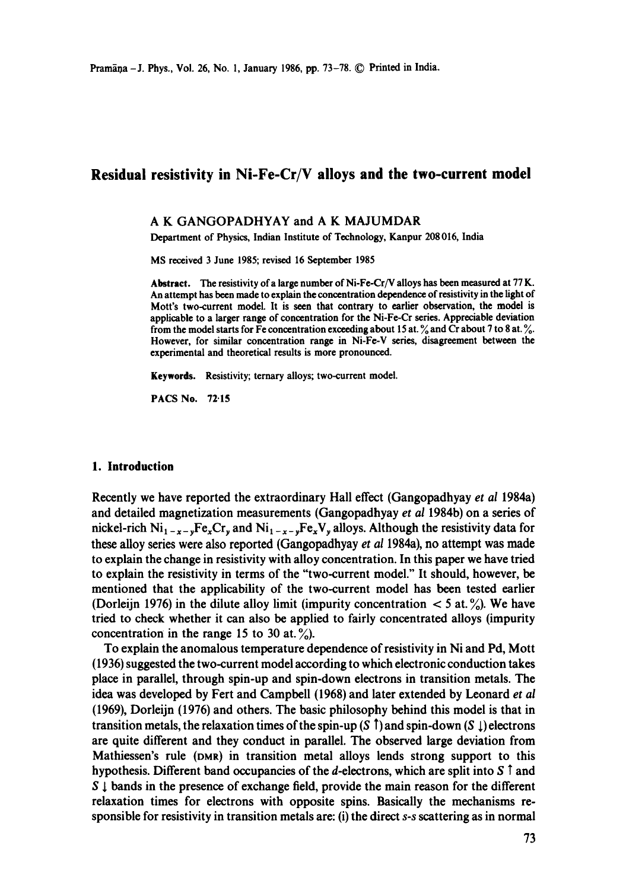# Residual resistivity in Ni-Fe-Cr/V alloys and the two-current model

A K GANGOPADHYAY and A K MAJUMDAR

Department of Physics, Indian Institute of Technology, Kanpur 208 016, India

MS received 3 June 1985; revised 16 September 1985

**Abstract.** The resistivity of a large number of Ni-Fe-Cr/V alloys has been measured at 77 K. An attempt has been made to explain the concentration dependence of resistivity in the light of Mott's two-current model. It is seen that contrary to earlier observation, the model is applicable to a larger range of concentration for the Ni-Fe-Cr series. Appreciable deviation from the model starts for Fe concentration exceeding about 15 at. % and Cr about 7 to 8 at. %. However, for similar concentration range in Ni-Fe-V series, disagreement between the experimental and theoretical results is more pronounced.

**Keywords.** Resistivity; ternary alloys; two-current model.

**PACS No.** 72.15

## 1. Introduction

Recently we have reported the extraordinary Hall effect (Gangopadhyay *et al* 1984a) and detailed magnetization measurements (Gangopadhyay *et al* 1984b) on a series of nickel-rich $Ni_{1-x-y}Fe_xCr_y$ and $Ni_{1-x-y}Fe_xV_y$ alloys. Although the resistivity data for these alloy series were also reported (Gangopadhyay *et al* 1984a), no attempt was made to explain the change in resistivity with alloy concentration. In this paper we have tried to explain the resistivity in terms of the "two-current model." It should, however, be mentioned that the applicability of the two-current model has been tested earlier (Dorleijn 1976) in the dilute alloy limit (impurity concentration < 5 at. %). We have tried to check whether it can also be applied to fairly concentrated alloys (impurity concentration in the range 15 to 30 at. %).

To explain the anomalous temperature dependence of resistivity in Ni and Pd, Mott (1936) suggested the two-current model according to which electronic conduction takes place in parallel, through spin-up and spin-down electrons in transition metals. The idea was developed by Fert and Campbell (1968) and later extended by Leonard *et al* (1969), Dorleijn (1976) and others. The basic philosophy behind this model is that in transition metals, the relaxation times of the spin-up ($S\uparrow$) and spin-down ($S\downarrow$) electrons are quite different and they conduct in parallel. The observed large deviation from Mathiessen's rule (DMR) in transition metal alloys lends strong support to this hypothesis. Different band occupancies of the *d*-electrons, which are split into $S\uparrow$ and $S\downarrow$ bands in the presence of exchange field, provide the main reason for the different relaxation times for electrons with opposite spins. Basically the mechanisms responsible for resistivity in transition metals are: (i) the direct *s*-*s* scattering as in normal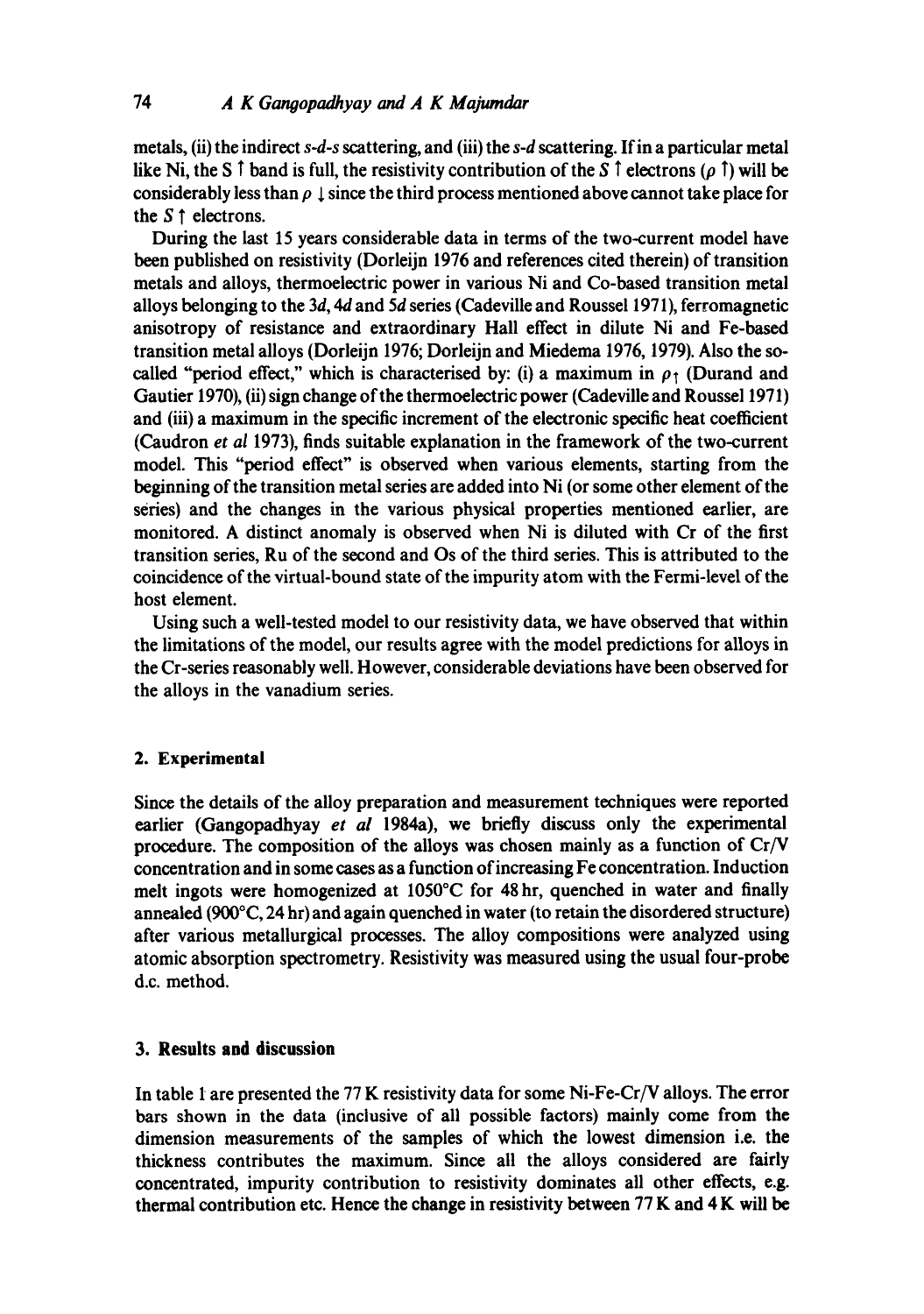metals, (ii) the indirect *s-d-s* scattering, and (iii) the *s-d* scattering. If in a particular metal like Ni, the $S\uparrow$ band is full, the resistivity contribution of the $S\uparrow$ electrons ($\rho\uparrow$) will be considerably less than $\rho\downarrow$ since the third process mentioned above cannot take place for the $S\uparrow$ electrons.

During the last 15 years considerable data in terms of the two-current model have been published on resistivity (Dorleijn 1976 and references cited therein) of transition metals and alloys, thermoelectric power in various Ni and Co-based transition metal alloys belonging to the *3d*, *4d* and *5d* series (Cadeville and Roussel 1971), ferromagnetic anisotropy of resistance and extraordinary Hall effect in dilute Ni and Fe-based transition metal alloys (Dorleijn 1976; Dorleijn and Miedema 1976, 1979). Also the so-called "period effect," which is characterised by: (i) a maximum in $\rho_\uparrow$ (Durand and Gautier 1970), (ii) sign change of the thermoelectric power (Cadeville and Roussel 1971) and (iii) a maximum in the specific increment of the electronic specific heat coefficient (Caudron *et al* 1973), finds suitable explanation in the framework of the two-current model. This "period effect" is observed when various elements, starting from the beginning of the transition metal series are added into Ni (or some other element of the series) and the changes in the various physical properties mentioned earlier, are monitored. A distinct anomaly is observed when Ni is diluted with Cr of the first transition series, Ru of the second and Os of the third series. This is attributed to the coincidence of the virtual-bound state of the impurity atom with the Fermi-level of the host element.

Using such a well-tested model to our resistivity data, we have observed that within the limitations of the model, our results agree with the model predictions for alloys in the Cr-series reasonably well. However, considerable deviations have been observed for the alloys in the vanadium series.

## 2. Experimental

Since the details of the alloy preparation and measurement techniques were reported earlier (Gangopadhyay *et al* 1984a), we briefly discuss only the experimental procedure. The composition of the alloys was chosen mainly as a function of Cr/V concentration and in some cases as a function of increasing Fe concentration. Induction melt ingots were homogenized at 1050°C for 48 hr, quenched in water and finally annealed (900°C, 24 hr) and again quenched in water (to retain the disordered structure) after various metallurgical processes. The alloy compositions were analyzed using atomic absorption spectrometry. Resistivity was measured using the usual four-probe d.c. method.

## 3. Results and discussion

In table 1 are presented the 77 K resistivity data for some Ni-Fe-Cr/V alloys. The error bars shown in the data (inclusive of all possible factors) mainly come from the dimension measurements of the samples of which the lowest dimension i.e. the thickness contributes the maximum. Since all the alloys considered are fairly concentrated, impurity contribution to resistivity dominates all other effects, e.g. thermal contribution etc. Hence the change in resistivity between 77 K and 4 K will be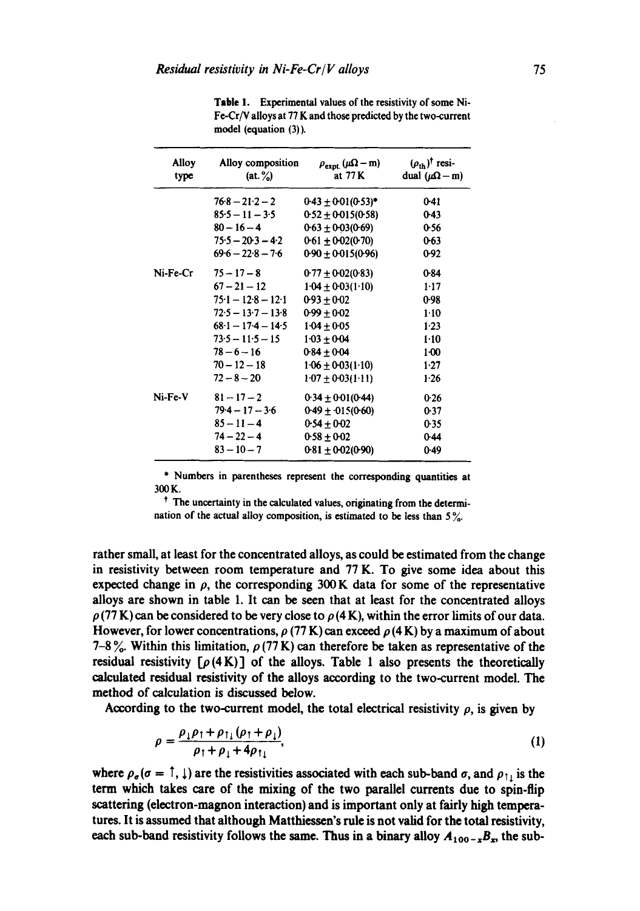**Table 1.** Experimental values of the resistivity of some Ni-Fe-Cr/V alloys at 77 K and those predicted by the two-current model (equation (3)).

| Alloy type | Alloy composition (at. %) | $\rho_{\text{expt.}}$ ($\mu\Omega-$m) at 77 K | $(\rho_{\text{th}})$† residual ($\mu\Omega-$m) |
|---|---|---|---|
| | 76·8 − 21·2 − 2 | 0·43 ± 0·01(0·53)* | 0·41 |
| | 85·5 − 11 − 3·5 | 0·52 ± 0·015(0·58) | 0·43 |
| | 80 − 16 − 4 | 0·63 ± 0·03(0·69) | 0·56 |
| | 75·5 − 20·3 − 4·2 | 0·61 ± 0·02(0·70) | 0·63 |
| | 69·6 − 22·8 − 7·6 | 0·90 ± 0·015(0·96) | 0·92 |
| Ni-Fe-Cr | 75 − 17 − 8 | 0·77 ± 0·02(0·83) | 0·84 |
| | 67 − 21 − 12 | 1·04 ± 0·03(1·10) | 1·17 |
| | 75·1 − 12·8 − 12·1 | 0·93 ± 0·02 | 0·98 |
| | 72·5 − 13·7 − 13·8 | 0·99 ± 0·02 | 1·10 |
| | 68·1 − 17·4 − 14·5 | 1·04 ± 0·05 | 1·23 |
| | 73·5 − 11·5 − 15 | 1·03 ± 0·04 | 1·10 |
| | 78 − 6 − 16 | 0·84 ± 0·04 | 1·00 |
| | 70 − 12 − 18 | 1·06 ± 0·03(1·10) | 1·27 |
| | 72 − 8 − 20 | 1·07 ± 0·03(1·11) | 1·26 |
| Ni-Fe-V | 81 − 17 − 2 | 0·34 ± 0·01(0·44) | 0·26 |
| | 79·4 − 17 − 3·6 | 0·49 ± ·015(0·60) | 0·37 |
| | 85 − 11 − 4 | 0·54 ± 0·02 | 0·35 |
| | 74 − 22 − 4 | 0·58 ± 0·02 | 0·44 |
| | 83 − 10 − 7 | 0·81 ± 0·02(0·90) | 0·49 |

\* Numbers in parentheses represent the corresponding quantities at 300 K.

† The uncertainty in the calculated values, originating from the determination of the actual alloy composition, is estimated to be less than 5 %.

rather small, at least for the concentrated alloys, as could be estimated from the change in resistivity between room temperature and 77 K. To give some idea about this expected change in $\rho$, the corresponding 300 K data for some of the representative alloys are shown in table 1. It can be seen that at least for the concentrated alloys $\rho$(77 K) can be considered to be very close to $\rho$(4 K), within the error limits of our data. However, for lower concentrations, $\rho$ (77 K) can exceed $\rho$(4 K) by a maximum of about 7–8 %. Within this limitation, $\rho$(77 K) can therefore be taken as representative of the residual resistivity [$\rho$(4 K)] of the alloys. Table 1 also presents the theoretically calculated residual resistivity of the alloys according to the two-current model. The method of calculation is discussed below.

According to the two-current model, the total electrical resistivity $\rho$, is given by

$$\rho = \frac{\rho_{\downarrow}\rho_{\uparrow} + \rho_{\uparrow\downarrow}(\rho_{\uparrow} + \rho_{\downarrow})}{\rho_{\uparrow} + \rho_{\downarrow} + 4\rho_{\uparrow\downarrow}}, \tag{1}$$

where $\rho_{\sigma}(\sigma = \uparrow, \downarrow)$ are the resistivities associated with each sub-band $\sigma$, and $\rho_{\uparrow\downarrow}$ is the term which takes care of the mixing of the two parallel currents due to spin-flip scattering (electron-magnon interaction) and is important only at fairly high temperatures. It is assumed that although Matthiessen's rule is not valid for the total resistivity, each sub-band resistivity follows the same. Thus in a binary alloy $A_{100-x}B_x$, the sub-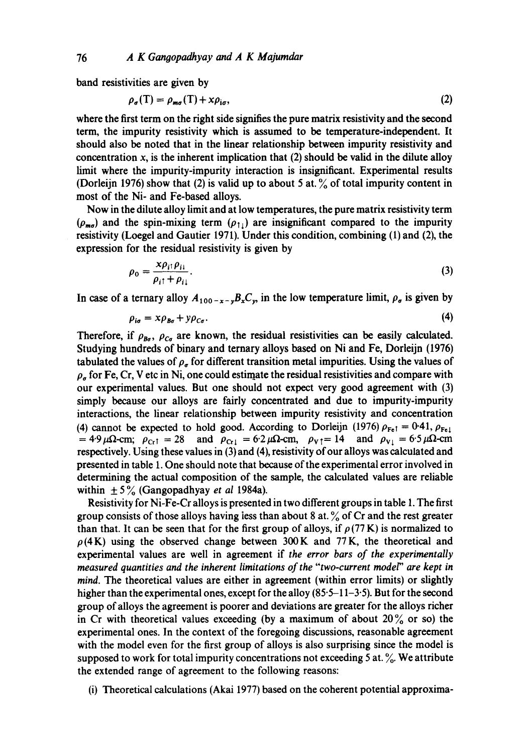band resistivities are given by

$$\rho_\sigma(T) = \rho_{m\sigma}(T) + x\rho_{i\sigma}, \tag{2}$$

where the first term on the right side signifies the pure matrix resistivity and the second term, the impurity resistivity which is assumed to be temperature-independent. It should also be noted that in the linear relationship between impurity resistivity and concentration $x$, is the inherent implication that (2) should be valid in the dilute alloy limit where the impurity-impurity interaction is insignificant. Experimental results (Dorleijn 1976) show that (2) is valid up to about 5 at.% of total impurity content in most of the Ni- and Fe-based alloys.

Now in the dilute alloy limit and at low temperatures, the pure matrix resistivity term ($\rho_{m\sigma}$) and the spin-mixing term ($\rho_{\uparrow\downarrow}$) are insignificant compared to the impurity resistivity (Loegel and Gautier 1971). Under this condition, combining (1) and (2), the expression for the residual resistivity is given by

$$\rho_0 = \frac{x\rho_{i\uparrow}\rho_{i\downarrow}}{\rho_{i\uparrow} + \rho_{i\downarrow}}. \tag{3}$$

In case of a ternary alloy $A_{100-x-y}B_xC_y$, in the low temperature limit, $\rho_\sigma$ is given by

$$\rho_{i\sigma} = x\rho_{B\sigma} + y\rho_{C\sigma}. \tag{4}$$

Therefore, if $\rho_{B\sigma}$, $\rho_{C\sigma}$ are known, the residual resistivities can be easily calculated. Studying hundreds of binary and ternary alloys based on Ni and Fe, Dorleijn (1976) tabulated the values of $\rho_\sigma$ for different transition metal impurities. Using the values of $\rho_\sigma$ for Fe, Cr, V etc in Ni, one could estimate the residual resistivities and compare with our experimental values. But one should not expect very good agreement with (3) simply because our alloys are fairly concentrated and due to impurity-impurity interactions, the linear relationship between impurity resistivity and concentration (4) cannot be expected to hold good. According to Dorleijn (1976) $\rho_{Fe\uparrow} = 0{\cdot}41$, $\rho_{Fe\downarrow} = 4{\cdot}9\,\mu\Omega$-cm; $\rho_{Cr\uparrow} = 28$ and $\rho_{Cr\downarrow} = 6{\cdot}2\,\mu\Omega$-cm, $\rho_{V\uparrow} = 14$ and $\rho_{V\downarrow} = 6{\cdot}5\,\mu\Omega$-cm respectively. Using these values in (3) and (4), resistivity of our alloys was calculated and presented in table 1. One should note that because of the experimental error involved in determining the actual composition of the sample, the calculated values are reliable within $\pm 5\%$ (Gangopadhyay *et al* 1984a).

Resistivity for Ni-Fe-Cr alloys is presented in two different groups in table 1. The first group consists of those alloys having less than about 8 at.% of Cr and the rest greater than that. It can be seen that for the first group of alloys, if $\rho$(77 K) is normalized to $\rho$(4 K) using the observed change between 300 K and 77 K, the theoretical and experimental values are well in agreement if *the error bars of the experimentally measured quantities and the inherent limitations of the "two-current model" are kept in mind*. The theoretical values are either in agreement (within error limits) or slightly higher than the experimental ones, except for the alloy (85·5–11–3·5). But for the second group of alloys the agreement is poorer and deviations are greater for the alloys richer in Cr with theoretical values exceeding (by a maximum of about 20% or so) the experimental ones. In the context of the foregoing discussions, reasonable agreement with the model even for the first group of alloys is also surprising since the model is supposed to work for total impurity concentrations not exceeding 5 at.%. We attribute the extended range of agreement to the following reasons:

(i) Theoretical calculations (Akai 1977) based on the coherent potential approxima-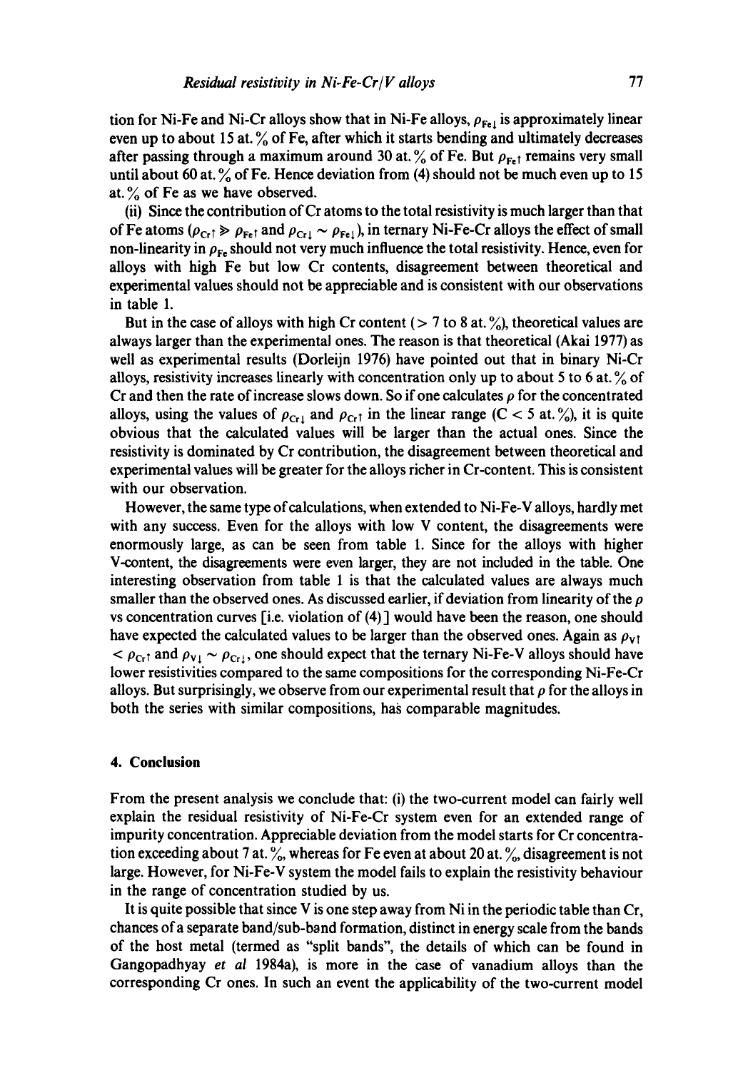tion for Ni-Fe and Ni-Cr alloys show that in Ni-Fe alloys, $\rho_{Fe\downarrow}$ is approximately linear even up to about 15 at. % of Fe, after which it starts bending and ultimately decreases after passing through a maximum around 30 at. % of Fe. But $\rho_{Fe\uparrow}$ remains very small until about 60 at. % of Fe. Hence deviation from (4) should not be much even up to 15 at. % of Fe as we have observed.

(ii) Since the contribution of Cr atoms to the total resistivity is much larger than that of Fe atoms ($\rho_{Cr\uparrow} \gg \rho_{Fe\uparrow}$ and $\rho_{Cr\downarrow} \sim \rho_{Fe\downarrow}$), in ternary Ni-Fe-Cr alloys the effect of small non-linearity in $\rho_{Fe}$ should not very much influence the total resistivity. Hence, even for alloys with high Fe but low Cr contents, disagreement between theoretical and experimental values should not be appreciable and is consistent with our observations in table 1.

But in the case of alloys with high Cr content (> 7 to 8 at. %), theoretical values are always larger than the experimental ones. The reason is that theoretical (Akai 1977) as well as experimental results (Dorleijn 1976) have pointed out that in binary Ni-Cr alloys, resistivity increases linearly with concentration only up to about 5 to 6 at. % of Cr and then the rate of increase slows down. So if one calculates $\rho$ for the concentrated alloys, using the values of $\rho_{Cr\downarrow}$ and $\rho_{Cr\uparrow}$ in the linear range (C < 5 at. %), it is quite obvious that the calculated values will be larger than the actual ones. Since the resistivity is dominated by Cr contribution, the disagreement between theoretical and experimental values will be greater for the alloys richer in Cr-content. This is consistent with our observation.

However, the same type of calculations, when extended to Ni-Fe-V alloys, hardly met with any success. Even for the alloys with low V content, the disagreements were enormously large, as can be seen from table 1. Since for the alloys with higher V-content, the disagreements were even larger, they are not included in the table. One interesting observation from table 1 is that the calculated values are always much smaller than the observed ones. As discussed earlier, if deviation from linearity of the $\rho$ vs concentration curves [i.e. violation of (4)] would have been the reason, one should have expected the calculated values to be larger than the observed ones. Again as $\rho_{V\uparrow} < \rho_{Cr\uparrow}$ and $\rho_{V\downarrow} \sim \rho_{Cr\downarrow}$, one should expect that the ternary Ni-Fe-V alloys should have lower resistivities compared to the same compositions for the corresponding Ni-Fe-Cr alloys. But surprisingly, we observe from our experimental result that $\rho$ for the alloys in both the series with similar compositions, has comparable magnitudes.

## 4. Conclusion

From the present analysis we conclude that: (i) the two-current model can fairly well explain the residual resistivity of Ni-Fe-Cr system even for an extended range of impurity concentration. Appreciable deviation from the model starts for Cr concentration exceeding about 7 at. %, whereas for Fe even at about 20 at. %, disagreement is not large. However, for Ni-Fe-V system the model fails to explain the resistivity behaviour in the range of concentration studied by us.

It is quite possible that since V is one step away from Ni in the periodic table than Cr, chances of a separate band/sub-band formation, distinct in energy scale from the bands of the host metal (termed as "split bands", the details of which can be found in Gangopadhyay *et al* 1984a), is more in the case of vanadium alloys than the corresponding Cr ones. In such an event the applicability of the two-current model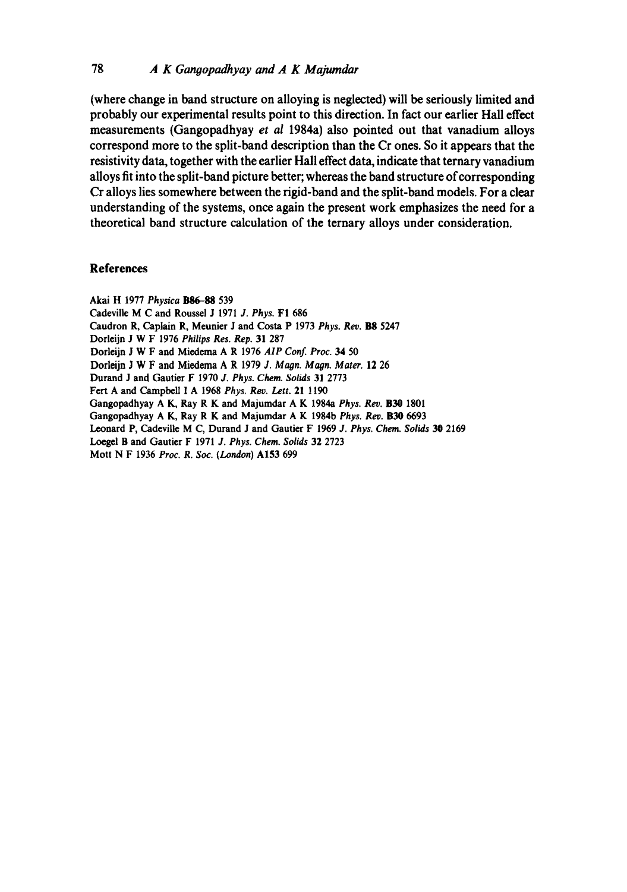(where change in band structure on alloying is neglected) will be seriously limited and probably our experimental results point to this direction. In fact our earlier Hall effect measurements (Gangopadhyay *et al* 1984a) also pointed out that vanadium alloys correspond more to the split-band description than the Cr ones. So it appears that the resistivity data, together with the earlier Hall effect data, indicate that ternary vanadium alloys fit into the split-band picture better; whereas the band structure of corresponding Cr alloys lies somewhere between the rigid-band and the split-band models. For a clear understanding of the systems, once again the present work emphasizes the need for a theoretical band structure calculation of the ternary alloys under consideration.

## References

Akai H 1977 *Physica* **B86–88** 539
Cadeville M C and Roussel J 1971 *J. Phys.* **F1** 686
Caudron R, Caplain R, Meunier J and Costa P 1973 *Phys. Rev.* **B8** 5247
Dorleijn J W F 1976 *Philips Res. Rep.* **31** 287
Dorleijn J W F and Miedema A R 1976 *AIP Conf. Proc.* **34** 50
Dorleijn J W F and Miedema A R 1979 *J. Magn. Magn. Mater.* **12** 26
Durand J and Gautier F 1970 *J. Phys. Chem. Solids* **31** 2773
Fert A and Campbell I A 1968 *Phys. Rev. Lett.* **21** 1190
Gangopadhyay A K, Ray R K and Majumdar A K 1984a *Phys. Rev.* **B30** 1801
Gangopadhyay A K, Ray R K and Majumdar A K 1984b *Phys. Rev.* **B30** 6693
Leonard P, Cadeville M C, Durand J and Gautier F 1969 *J. Phys. Chem. Solids* **30** 2169
Loegel B and Gautier F 1971 *J. Phys. Chem. Solids* **32** 2723
Mott N F 1936 *Proc. R. Soc. (London)* **A153** 699